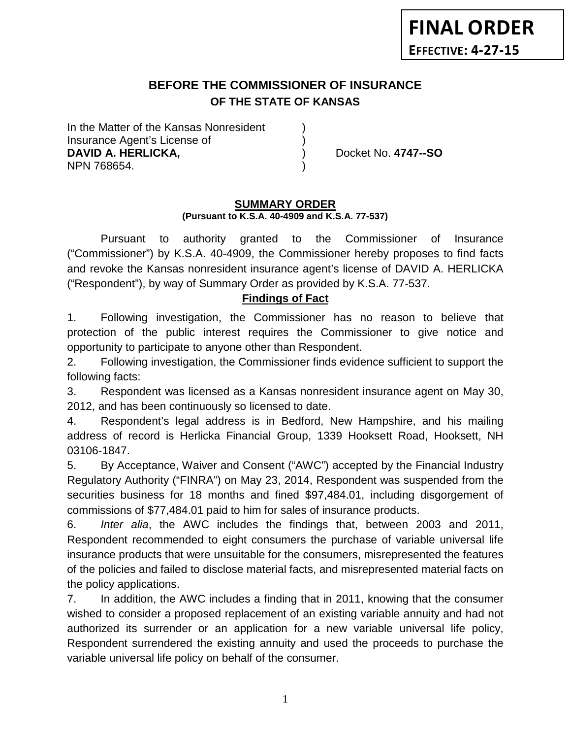**FINAL ORDER**

**EFFECTIVE: 4-27-15**

## BEFORE THE COMMISSIONER OF INSURANCE
### OF THE STATE OF KANSAS

In the Matter of the Kansas Nonresident )
Insurance Agent's License of )
**DAVID A. HERLICKA,** ) Docket No. **4747--SO**
NPN 768654. )

### SUMMARY ORDER
**(Pursuant to K.S.A. 40-4909 and K.S.A. 77-537)**

Pursuant to authority granted to the Commissioner of Insurance ("Commissioner") by K.S.A. 40-4909, the Commissioner hereby proposes to find facts and revoke the Kansas nonresident insurance agent's license of DAVID A. HERLICKA ("Respondent"), by way of Summary Order as provided by K.S.A. 77-537.

### Findings of Fact

1. Following investigation, the Commissioner has no reason to believe that protection of the public interest requires the Commissioner to give notice and opportunity to participate to anyone other than Respondent.

2. Following investigation, the Commissioner finds evidence sufficient to support the following facts:

3. Respondent was licensed as a Kansas nonresident insurance agent on May 30, 2012, and has been continuously so licensed to date.

4. Respondent's legal address is in Bedford, New Hampshire, and his mailing address of record is Herlicka Financial Group, 1339 Hooksett Road, Hooksett, NH 03106-1847.

5. By Acceptance, Waiver and Consent ("AWC") accepted by the Financial Industry Regulatory Authority ("FINRA") on May 23, 2014, Respondent was suspended from the securities business for 18 months and fined $97,484.01, including disgorgement of commissions of $77,484.01 paid to him for sales of insurance products.

6. *Inter alia*, the AWC includes the findings that, between 2003 and 2011, Respondent recommended to eight consumers the purchase of variable universal life insurance products that were unsuitable for the consumers, misrepresented the features of the policies and failed to disclose material facts, and misrepresented material facts on the policy applications.

7. In addition, the AWC includes a finding that in 2011, knowing that the consumer wished to consider a proposed replacement of an existing variable annuity and had not authorized its surrender or an application for a new variable universal life policy, Respondent surrendered the existing annuity and used the proceeds to purchase the variable universal life policy on behalf of the consumer.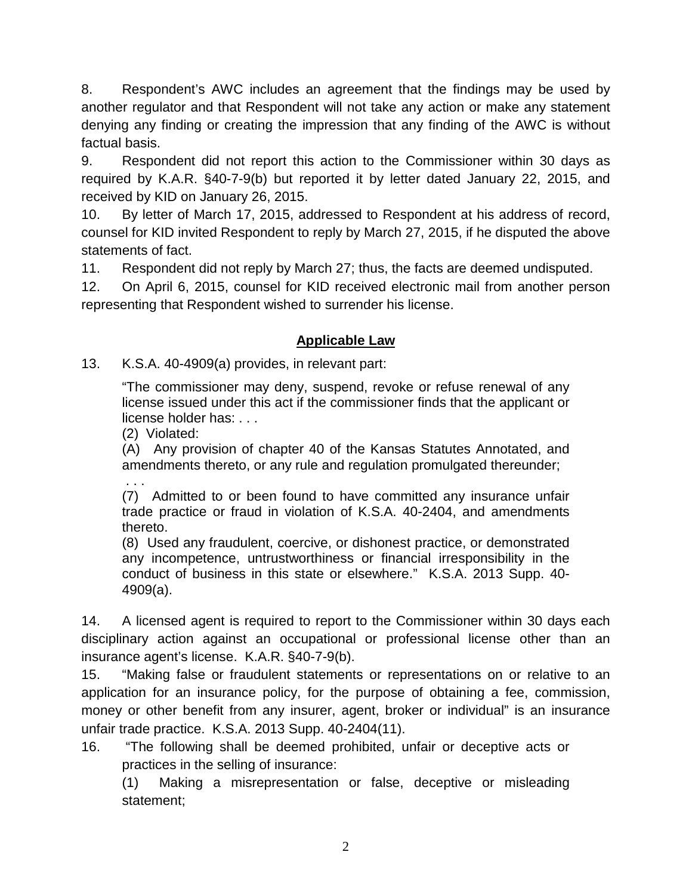8. Respondent's AWC includes an agreement that the findings may be used by another regulator and that Respondent will not take any action or make any statement denying any finding or creating the impression that any finding of the AWC is without factual basis.

9. Respondent did not report this action to the Commissioner within 30 days as required by K.A.R. §40-7-9(b) but reported it by letter dated January 22, 2015, and received by KID on January 26, 2015.

10. By letter of March 17, 2015, addressed to Respondent at his address of record, counsel for KID invited Respondent to reply by March 27, 2015, if he disputed the above statements of fact.

11. Respondent did not reply by March 27; thus, the facts are deemed undisputed.

12. On April 6, 2015, counsel for KID received electronic mail from another person representing that Respondent wished to surrender his license.

## Applicable Law

13. K.S.A. 40-4909(a) provides, in relevant part:

> "The commissioner may deny, suspend, revoke or refuse renewal of any license issued under this act if the commissioner finds that the applicant or license holder has: . . .
>
> (2) Violated:
>
> (A) Any provision of chapter 40 of the Kansas Statutes Annotated, and amendments thereto, or any rule and regulation promulgated thereunder;
>
> . . .
>
> (7) Admitted to or been found to have committed any insurance unfair trade practice or fraud in violation of K.S.A. 40-2404, and amendments thereto.
>
> (8) Used any fraudulent, coercive, or dishonest practice, or demonstrated any incompetence, untrustworthiness or financial irresponsibility in the conduct of business in this state or elsewhere." K.S.A. 2013 Supp. 40-4909(a).

14. A licensed agent is required to report to the Commissioner within 30 days each disciplinary action against an occupational or professional license other than an insurance agent's license. K.A.R. §40-7-9(b).

15. "Making false or fraudulent statements or representations on or relative to an application for an insurance policy, for the purpose of obtaining a fee, commission, money or other benefit from any insurer, agent, broker or individual" is an insurance unfair trade practice. K.S.A. 2013 Supp. 40-2404(11).

16. "The following shall be deemed prohibited, unfair or deceptive acts or practices in the selling of insurance:

> (1) Making a misrepresentation or false, deceptive or misleading statement;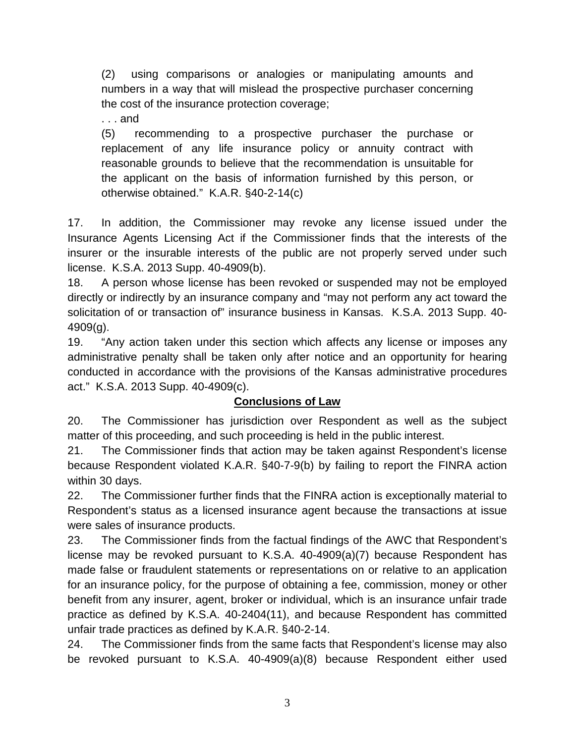> (2) using comparisons or analogies or manipulating amounts and numbers in a way that will mislead the prospective purchaser concerning the cost of the insurance protection coverage;
>
> . . . and
>
> (5) recommending to a prospective purchaser the purchase or replacement of any life insurance policy or annuity contract with reasonable grounds to believe that the recommendation is unsuitable for the applicant on the basis of information furnished by this person, or otherwise obtained." K.A.R. §40-2-14(c)

17. In addition, the Commissioner may revoke any license issued under the Insurance Agents Licensing Act if the Commissioner finds that the interests of the insurer or the insurable interests of the public are not properly served under such license. K.S.A. 2013 Supp. 40-4909(b).

18. A person whose license has been revoked or suspended may not be employed directly or indirectly by an insurance company and "may not perform any act toward the solicitation of or transaction of" insurance business in Kansas. K.S.A. 2013 Supp. 40-4909(g).

19. "Any action taken under this section which affects any license or imposes any administrative penalty shall be taken only after notice and an opportunity for hearing conducted in accordance with the provisions of the Kansas administrative procedures act." K.S.A. 2013 Supp. 40-4909(c).

## Conclusions of Law

20. The Commissioner has jurisdiction over Respondent as well as the subject matter of this proceeding, and such proceeding is held in the public interest.

21. The Commissioner finds that action may be taken against Respondent's license because Respondent violated K.A.R. §40-7-9(b) by failing to report the FINRA action within 30 days.

22. The Commissioner further finds that the FINRA action is exceptionally material to Respondent's status as a licensed insurance agent because the transactions at issue were sales of insurance products.

23. The Commissioner finds from the factual findings of the AWC that Respondent's license may be revoked pursuant to K.S.A. 40-4909(a)(7) because Respondent has made false or fraudulent statements or representations on or relative to an application for an insurance policy, for the purpose of obtaining a fee, commission, money or other benefit from any insurer, agent, broker or individual, which is an insurance unfair trade practice as defined by K.S.A. 40-2404(11), and because Respondent has committed unfair trade practices as defined by K.A.R. §40-2-14.

24. The Commissioner finds from the same facts that Respondent's license may also be revoked pursuant to K.S.A. 40-4909(a)(8) because Respondent either used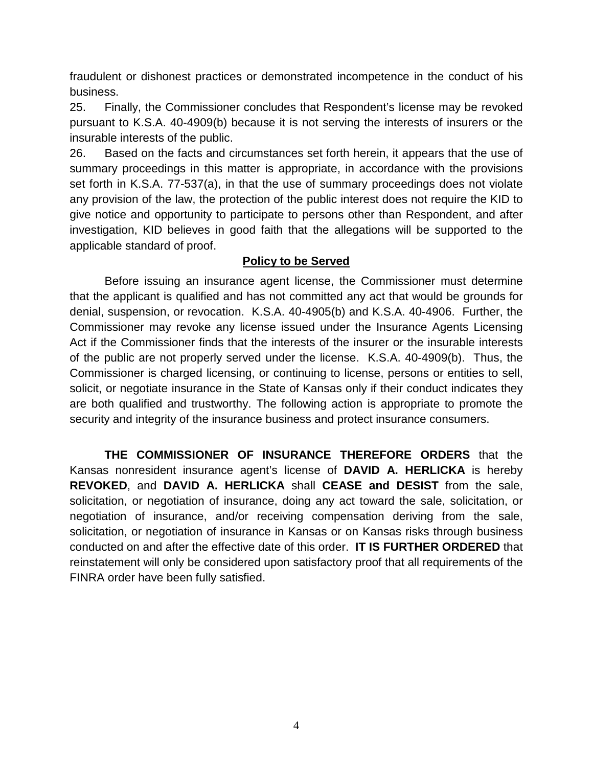fraudulent or dishonest practices or demonstrated incompetence in the conduct of his business.

25. Finally, the Commissioner concludes that Respondent's license may be revoked pursuant to K.S.A. 40-4909(b) because it is not serving the interests of insurers or the insurable interests of the public.

26. Based on the facts and circumstances set forth herein, it appears that the use of summary proceedings in this matter is appropriate, in accordance with the provisions set forth in K.S.A. 77-537(a), in that the use of summary proceedings does not violate any provision of the law, the protection of the public interest does not require the KID to give notice and opportunity to participate to persons other than Respondent, and after investigation, KID believes in good faith that the allegations will be supported to the applicable standard of proof.

## Policy to be Served

Before issuing an insurance agent license, the Commissioner must determine that the applicant is qualified and has not committed any act that would be grounds for denial, suspension, or revocation. K.S.A. 40-4905(b) and K.S.A. 40-4906. Further, the Commissioner may revoke any license issued under the Insurance Agents Licensing Act if the Commissioner finds that the interests of the insurer or the insurable interests of the public are not properly served under the license. K.S.A. 40-4909(b). Thus, the Commissioner is charged licensing, or continuing to license, persons or entities to sell, solicit, or negotiate insurance in the State of Kansas only if their conduct indicates they are both qualified and trustworthy. The following action is appropriate to promote the security and integrity of the insurance business and protect insurance consumers.

**THE COMMISSIONER OF INSURANCE THEREFORE ORDERS** that the Kansas nonresident insurance agent's license of **DAVID A. HERLICKA** is hereby **REVOKED**, and **DAVID A. HERLICKA** shall **CEASE and DESIST** from the sale, solicitation, or negotiation of insurance, doing any act toward the sale, solicitation, or negotiation of insurance, and/or receiving compensation deriving from the sale, solicitation, or negotiation of insurance in Kansas or on Kansas risks through business conducted on and after the effective date of this order. **IT IS FURTHER ORDERED** that reinstatement will only be considered upon satisfactory proof that all requirements of the FINRA order have been fully satisfied.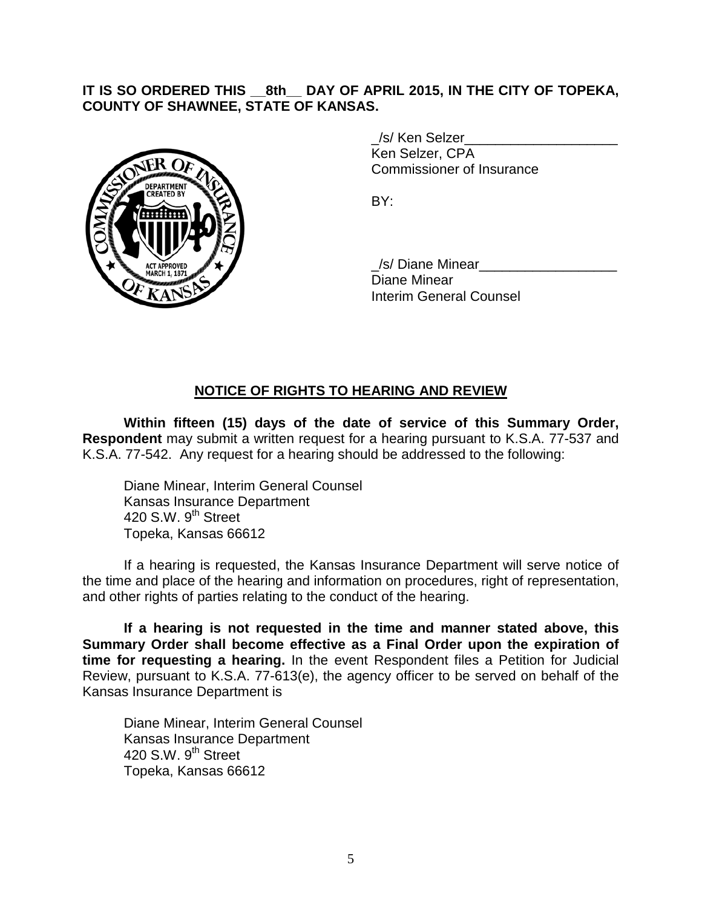**IT IS SO ORDERED THIS __8th__ DAY OF APRIL 2015, IN THE CITY OF TOPEKA, COUNTY OF SHAWNEE, STATE OF KANSAS.**

_/s/ Ken Selzer____________________
Ken Selzer, CPA
Commissioner of Insurance

BY:

_/s/ Diane Minear__________________
Diane Minear
Interim General Counsel

## NOTICE OF RIGHTS TO HEARING AND REVIEW

**Within fifteen (15) days of the date of service of this Summary Order, Respondent** may submit a written request for a hearing pursuant to K.S.A. 77-537 and K.S.A. 77-542. Any request for a hearing should be addressed to the following:

Diane Minear, Interim General Counsel
Kansas Insurance Department
420 S.W. 9th Street
Topeka, Kansas 66612

If a hearing is requested, the Kansas Insurance Department will serve notice of the time and place of the hearing and information on procedures, right of representation, and other rights of parties relating to the conduct of the hearing.

**If a hearing is not requested in the time and manner stated above, this Summary Order shall become effective as a Final Order upon the expiration of time for requesting a hearing.** In the event Respondent files a Petition for Judicial Review, pursuant to K.S.A. 77-613(e), the agency officer to be served on behalf of the Kansas Insurance Department is

Diane Minear, Interim General Counsel
Kansas Insurance Department
420 S.W. 9th Street
Topeka, Kansas 66612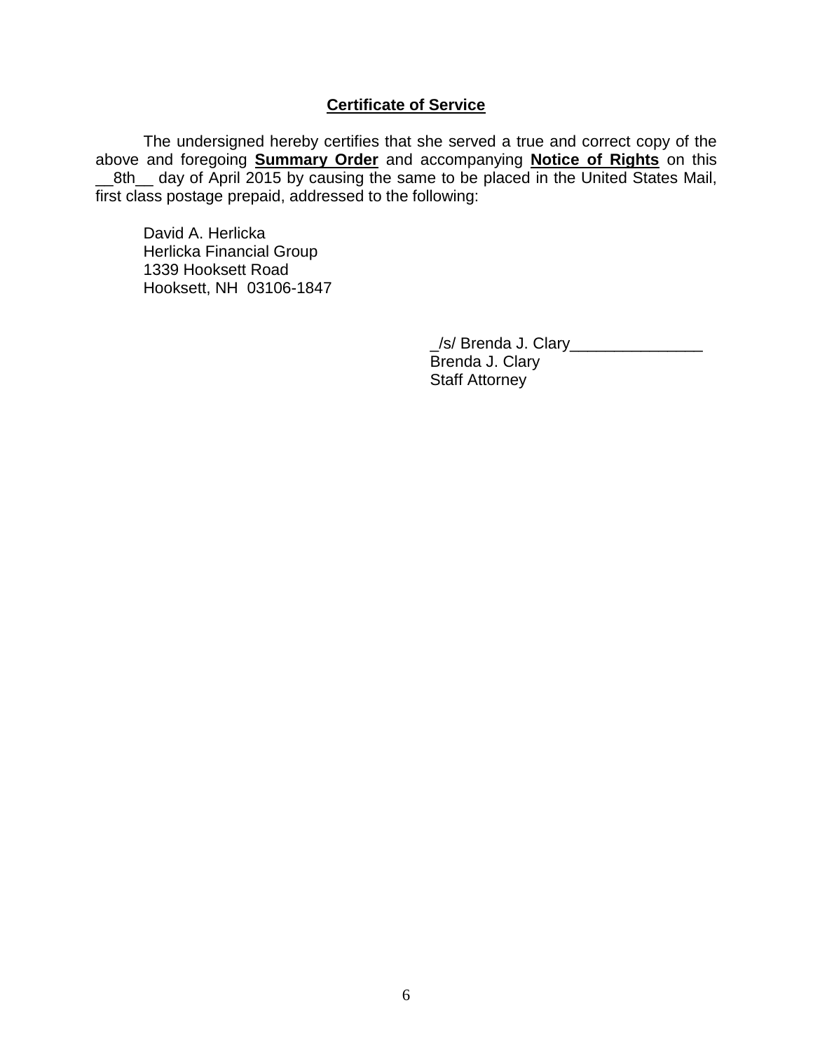**Certificate of Service**

The undersigned hereby certifies that she served a true and correct copy of the above and foregoing **Summary Order** and accompanying **Notice of Rights** on this __8th__ day of April 2015 by causing the same to be placed in the United States Mail, first class postage prepaid, addressed to the following:

David A. Herlicka  
Herlicka Financial Group  
1339 Hooksett Road  
Hooksett, NH 03106-1847

_/s/ Brenda J. Clary_______________  
Brenda J. Clary  
Staff Attorney